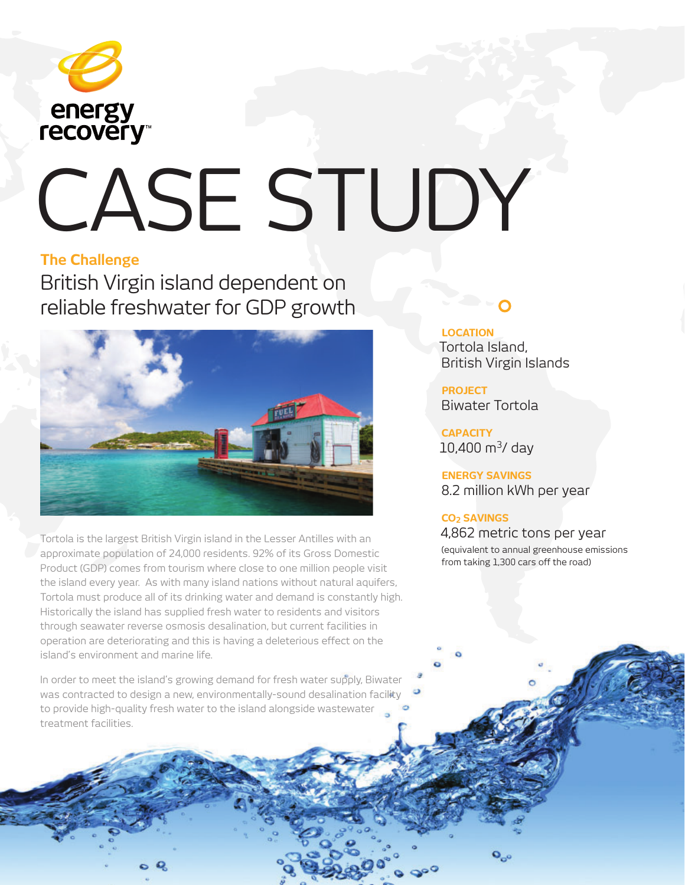energy recovery™

# CASE STUDY

## The Challenge

British Virgin island dependent on reliable freshwater for GDP growth

**LOCATION**
Tortola Island, British Virgin Islands

**PROJECT**
Biwater Tortola

**CAPACITY**
10,400 m$^3$/ day

**ENERGY SAVINGS**
8.2 million kWh per year

**$CO_2$ SAVINGS**
4,862 metric tons per year
(equivalent to annual greenhouse emissions from taking 1,300 cars off the road)

Tortola is the largest British Virgin island in the Lesser Antilles with an approximate population of 24,000 residents. 92% of its Gross Domestic Product (GDP) comes from tourism where close to one million people visit the island every year. As with many island nations without natural aquifers, Tortola must produce all of its drinking water and demand is constantly high. Historically the island has supplied fresh water to residents and visitors through seawater reverse osmosis desalination, but current facilities in operation are deteriorating and this is having a deleterious effect on the island's environment and marine life.

In order to meet the island's growing demand for fresh water supply, Biwater was contracted to design a new, environmentally-sound desalination facility to provide high-quality fresh water to the island alongside wastewater treatment facilities.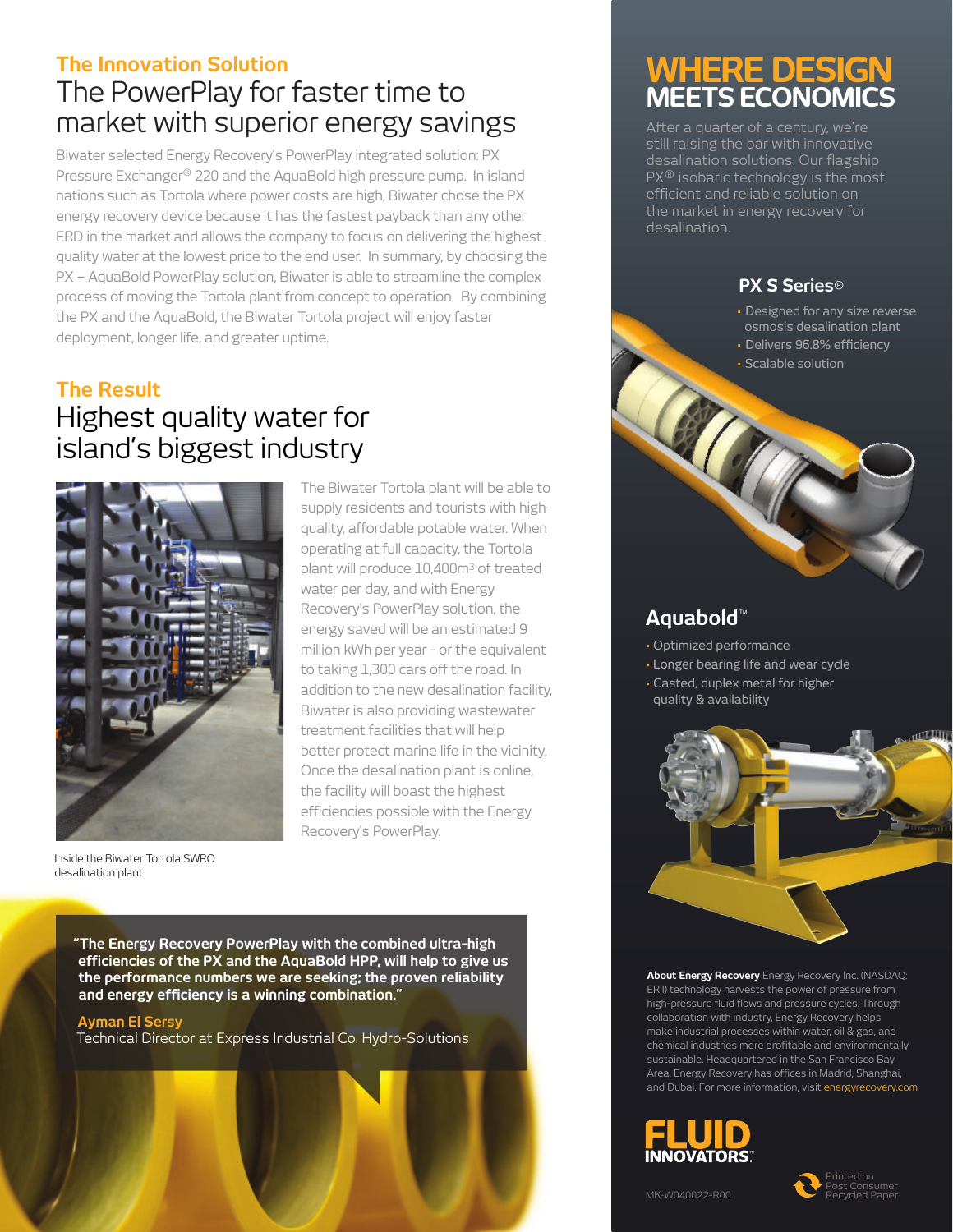## The Innovation Solution

# The PowerPlay for faster time to market with superior energy savings

Biwater selected Energy Recovery's PowerPlay integrated solution: PX Pressure Exchanger® 220 and the AquaBold high pressure pump. In island nations such as Tortola where power costs are high, Biwater chose the PX energy recovery device because it has the fastest payback than any other ERD in the market and allows the company to focus on delivering the highest quality water at the lowest price to the end user. In summary, by choosing the PX – AquaBold PowerPlay solution, Biwater is able to streamline the complex process of moving the Tortola plant from concept to operation. By combining the PX and the AquaBold, the Biwater Tortola project will enjoy faster deployment, longer life, and greater uptime.

## The Result

# Highest quality water for island's biggest industry

Inside the Biwater Tortola SWRO desalination plant

The Biwater Tortola plant will be able to supply residents and tourists with high-quality, affordable potable water. When operating at full capacity, the Tortola plant will produce 10,400m$^3$ of treated water per day, and with Energy Recovery's PowerPlay solution, the energy saved will be an estimated 9 million kWh per year - or the equivalent to taking 1,300 cars off the road. In addition to the new desalination facility, Biwater is also providing wastewater treatment facilities that will help better protect marine life in the vicinity. Once the desalination plant is online, the facility will boast the highest efficiencies possible with the Energy Recovery's PowerPlay.

**"The Energy Recovery PowerPlay with the combined ultra-high efficiencies of the PX and the AquaBold HPP, will help to give us the performance numbers we are seeking; the proven reliability and energy efficiency is a winning combination."**

**Ayman El Sersy**
Technical Director at Express Industrial Co. Hydro-Solutions

# WHERE DESIGN MEETS ECONOMICS

After a quarter of a century, we're still raising the bar with innovative desalination solutions. Our flagship PX® isobaric technology is the most efficient and reliable solution on the market in energy recovery for desalination.

### PX S Series®

- Designed for any size reverse osmosis desalination plant
- Delivers 96.8% efficiency
- Scalable solution

### Aquabold™

- Optimized performance
- Longer bearing life and wear cycle
- Casted, duplex metal for higher quality & availability

**About Energy Recovery** Energy Recovery Inc. (NASDAQ: ERII) technology harvests the power of pressure from high-pressure fluid flows and pressure cycles. Through collaboration with industry, Energy Recovery helps make industrial processes within water, oil & gas, and chemical industries more profitable and environmentally sustainable. Headquartered in the San Francisco Bay Area, Energy Recovery has offices in Madrid, Shanghai, and Dubai. For more information, visit energyrecovery.com

FLUID INNOVATORS.™

MK-W040022-R00

Printed on Post Consumer Recycled Paper